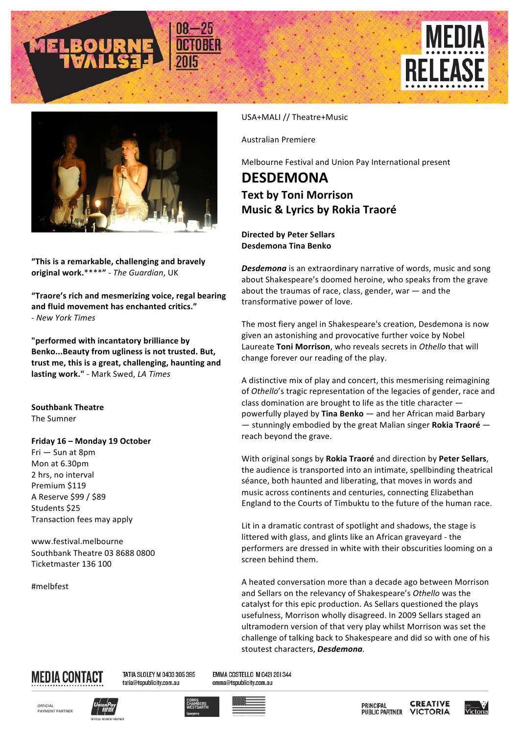MELBOURNE FESTIVAL 08—25 OCTOBER 2015

# MEDIA RELEASE

USA+MALI // Theatre+Music

Australian Premiere

Melbourne Festival and Union Pay International present

# DESDEMONA

## Text by Toni Morrison

## Music & Lyrics by Rokia Traoré

**Directed by Peter Sellars**
**Desdemona Tina Benko**

***Desdemona*** is an extraordinary narrative of words, music and song about Shakespeare's doomed heroine, who speaks from the grave about the traumas of race, class, gender, war — and the transformative power of love.

The most fiery angel in Shakespeare's creation, Desdemona is now given an astonishing and provocative further voice by Nobel Laureate **Toni Morrison**, who reveals secrets in *Othello* that will change forever our reading of the play.

A distinctive mix of play and concert, this mesmerising reimagining of *Othello*'s tragic representation of the legacies of gender, race and class domination are brought to life as the title character — powerfully played by **Tina Benko** — and her African maid Barbary — stunningly embodied by the great Malian singer **Rokia Traoré** — reach beyond the grave.

With original songs by **Rokia Traoré** and direction by **Peter Sellars**, the audience is transported into an intimate, spellbinding theatrical séance, both haunted and liberating, that moves in words and music across continents and centuries, connecting Elizabethan England to the Courts of Timbuktu to the future of the human race.

Lit in a dramatic contrast of spotlight and shadows, the stage is littered with glass, and glints like an African graveyard - the performers are dressed in white with their obscurities looming on a screen behind them.

A heated conversation more than a decade ago between Morrison and Sellars on the relevancy of Shakespeare's *Othello* was the catalyst for this epic production. As Sellars questioned the plays usefulness, Morrison wholly disagreed. In 2009 Sellars staged an ultramodern version of that very play whilst Morrison was set the challenge of talking back to Shakespeare and did so with one of his stoutest characters, ***Desdemona***.

**"This is a remarkable, challenging and bravely original work.\*\*\*\*"** - *The Guardian*, UK

**"Traore's rich and mesmerizing voice, regal bearing and fluid movement has enchanted critics."**
- *New York Times*

**"performed with incantatory brilliance by Benko...Beauty from ugliness is not trusted. But, trust me, this is a great, challenging, haunting and lasting work."** - Mark Swed, *LA Times*

**Southbank Theatre**
The Sumner

**Friday 16 – Monday 19 October**
Fri — Sun at 8pm
Mon at 6.30pm
2 hrs, no interval
Premium $119
A Reserve $99 / $89
Students $25
Transaction fees may apply

www.festival.melbourne
Southbank Theatre 03 8688 0800
Ticketmaster 136 100

#melbfest

**MEDIA CONTACT**
TATIA SLOLEY M 0403 305 395 tatia@tspublicity.com.au
EMMA COSTELLO M 0421 201 344 emma@tspublicity.com.au

OFFICIAL PAYMENT PARTNER — UnionPay
CORRS CHAMBERS WESTGARTH lawyers
PRINCIPAL PUBLIC PARTNER — CREATIVE VICTORIA — Victoria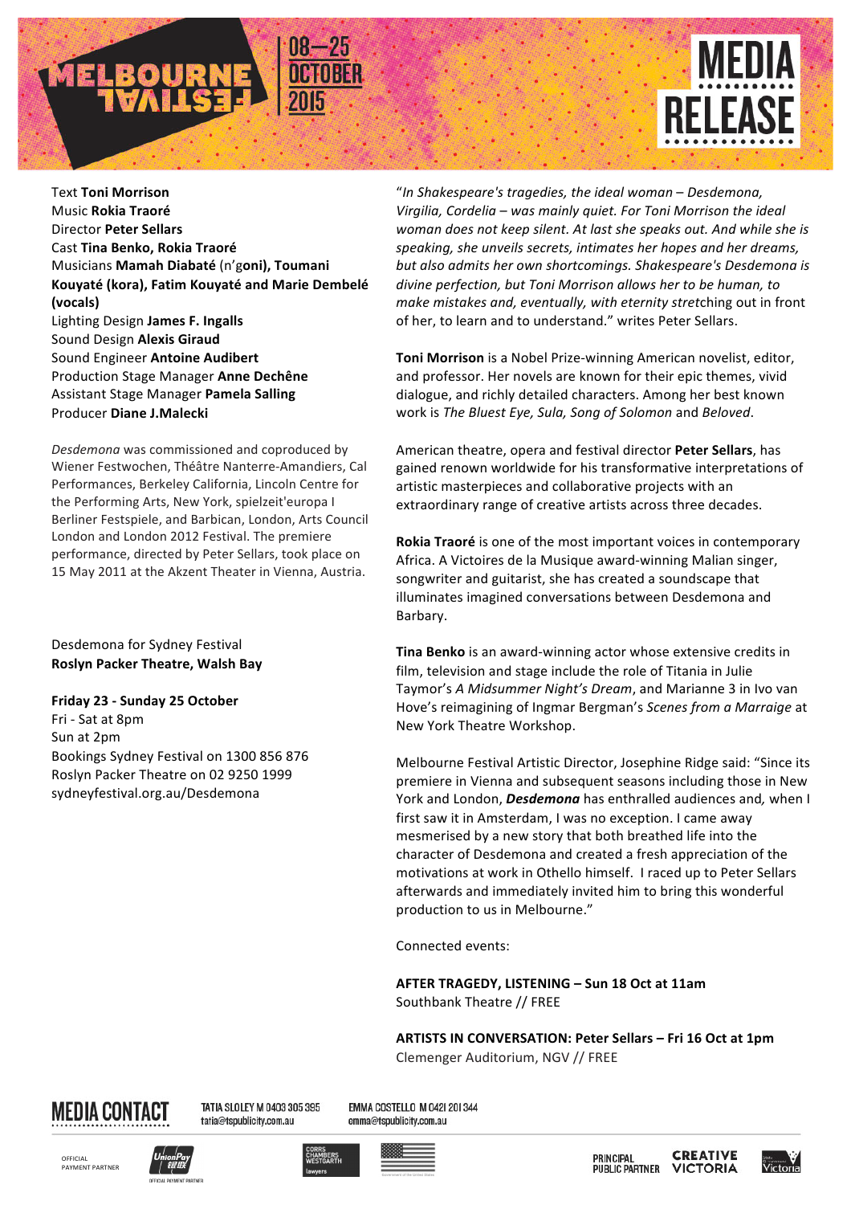# MELBOURNE FESTIVAL 08—25 OCTOBER 2015

# MEDIA RELEASE

Text **Toni Morrison**
Music **Rokia Traoré**
Director **Peter Sellars**
Cast **Tina Benko, Rokia Traoré**
Musicians **Mamah Diabaté** (n'g**oni), Toumani Kouyaté (kora), Fatim Kouyaté and Marie Dembelé (vocals)**
Lighting Design **James F. Ingalls**
Sound Design **Alexis Giraud**
Sound Engineer **Antoine Audibert**
Production Stage Manager **Anne Dechêne**
Assistant Stage Manager **Pamela Salling**
Producer **Diane J.Malecki**

*Desdemona* was commissioned and coproduced by Wiener Festwochen, Théâtre Nanterre-Amandiers, Cal Performances, Berkeley California, Lincoln Centre for the Performing Arts, New York, spielzeit'europa I Berliner Festspiele, and Barbican, London, Arts Council London and London 2012 Festival. The premiere performance, directed by Peter Sellars, took place on 15 May 2011 at the Akzent Theater in Vienna, Austria.

Desdemona for Sydney Festival
**Roslyn Packer Theatre, Walsh Bay**

**Friday 23 - Sunday 25 October**
Fri - Sat at 8pm
Sun at 2pm
Bookings Sydney Festival on 1300 856 876
Roslyn Packer Theatre on 02 9250 1999
sydneyfestival.org.au/Desdemona

"*In Shakespeare's tragedies, the ideal woman – Desdemona, Virgilia, Cordelia – was mainly quiet. For Toni Morrison the ideal woman does not keep silent. At last she speaks out. And while she is speaking, she unveils secrets, intimates her hopes and her dreams, but also admits her own shortcomings. Shakespeare's Desdemona is divine perfection, but Toni Morrison allows her to be human, to make mistakes and, eventually, with eternity stret*ching out in front of her, to learn and to understand." writes Peter Sellars.

**Toni Morrison** is a Nobel Prize-winning American novelist, editor, and professor. Her novels are known for their epic themes, vivid dialogue, and richly detailed characters. Among her best known work is *The Bluest Eye, Sula, Song of Solomon* and *Beloved*.

American theatre, opera and festival director **Peter Sellars**, has gained renown worldwide for his transformative interpretations of artistic masterpieces and collaborative projects with an extraordinary range of creative artists across three decades.

**Rokia Traoré** is one of the most important voices in contemporary Africa. A Victoires de la Musique award-winning Malian singer, songwriter and guitarist, she has created a soundscape that illuminates imagined conversations between Desdemona and Barbary.

**Tina Benko** is an award-winning actor whose extensive credits in film, television and stage include the role of Titania in Julie Taymor's *A Midsummer Night's Dream*, and Marianne 3 in Ivo van Hove's reimagining of Ingmar Bergman's *Scenes from a Marraige* at New York Theatre Workshop.

Melbourne Festival Artistic Director, Josephine Ridge said: "Since its premiere in Vienna and subsequent seasons including those in New York and London, ***Desdemona*** has enthralled audiences and, when I first saw it in Amsterdam, I was no exception. I came away mesmerised by a new story that both breathed life into the character of Desdemona and created a fresh appreciation of the motivations at work in Othello himself. I raced up to Peter Sellars afterwards and immediately invited him to bring this wonderful production to us in Melbourne."

Connected events:

**AFTER TRAGEDY, LISTENING – Sun 18 Oct at 11am**
Southbank Theatre // FREE

**ARTISTS IN CONVERSATION: Peter Sellars – Fri 16 Oct at 1pm**
Clemenger Auditorium, NGV // FREE

**MEDIA CONTACT**
TATIA SLOLEY M 0403 305 395
tatia@tspublicity.com.au
EMMA COSTELLO M 0421 201 344
emma@tspublicity.com.au

OFFICIAL PAYMENT PARTNER
PRINCIPAL PUBLIC PARTNER CREATIVE VICTORIA